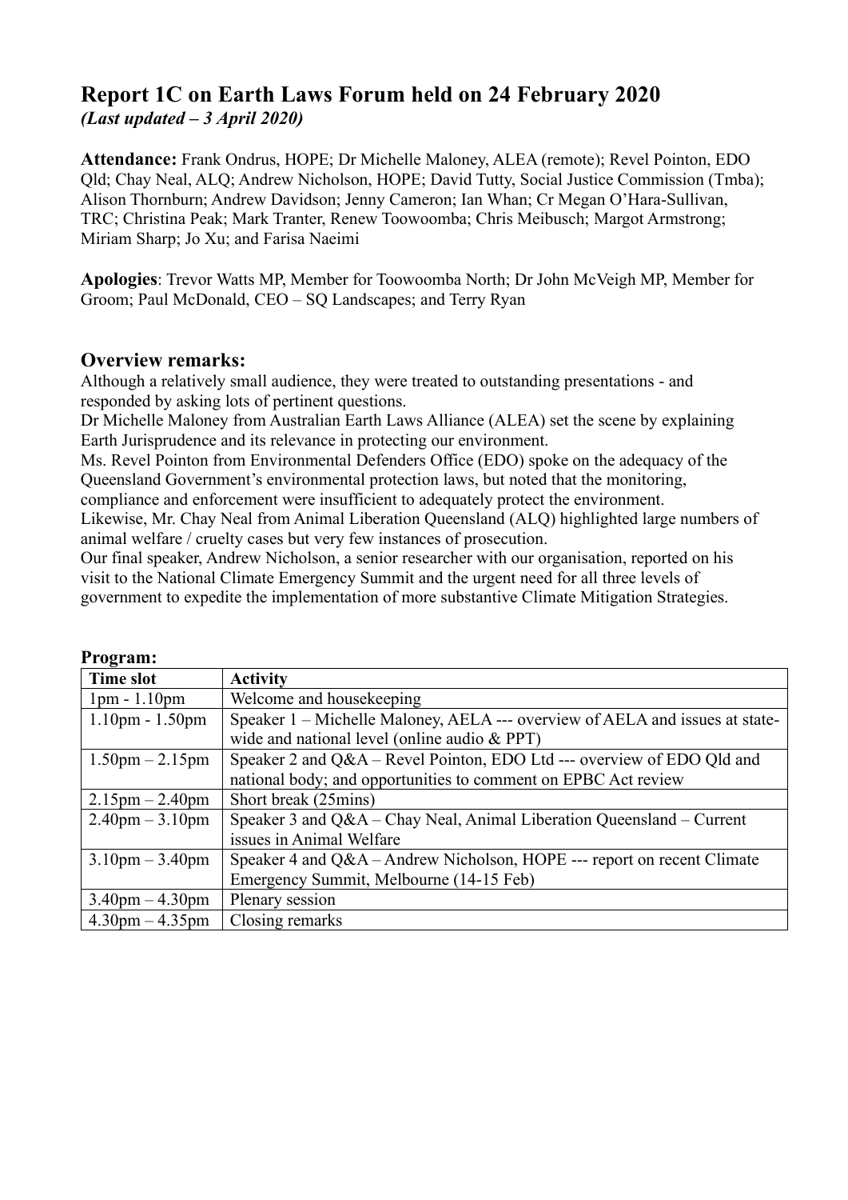# Report 1C on Earth Laws Forum held on 24 February 2020

***(Last updated – 3 April 2020)***

**Attendance:** Frank Ondrus, HOPE; Dr Michelle Maloney, ALEA (remote); Revel Pointon, EDO Qld; Chay Neal, ALQ; Andrew Nicholson, HOPE; David Tutty, Social Justice Commission (Tmba); Alison Thornburn; Andrew Davidson; Jenny Cameron; Ian Whan; Cr Megan O'Hara-Sullivan, TRC; Christina Peak; Mark Tranter, Renew Toowoomba; Chris Meibusch; Margot Armstrong; Miriam Sharp; Jo Xu; and Farisa Naeimi

**Apologies**: Trevor Watts MP, Member for Toowoomba North; Dr John McVeigh MP, Member for Groom; Paul McDonald, CEO – SQ Landscapes; and Terry Ryan

## Overview remarks:

Although a relatively small audience, they were treated to outstanding presentations - and responded by asking lots of pertinent questions.

Dr Michelle Maloney from Australian Earth Laws Alliance (ALEA) set the scene by explaining Earth Jurisprudence and its relevance in protecting our environment.

Ms. Revel Pointon from Environmental Defenders Office (EDO) spoke on the adequacy of the Queensland Government's environmental protection laws, but noted that the monitoring, compliance and enforcement were insufficient to adequately protect the environment.

Likewise, Mr. Chay Neal from Animal Liberation Queensland (ALQ) highlighted large numbers of animal welfare / cruelty cases but very few instances of prosecution.

Our final speaker, Andrew Nicholson, a senior researcher with our organisation, reported on his visit to the National Climate Emergency Summit and the urgent need for all three levels of government to expedite the implementation of more substantive Climate Mitigation Strategies.

## Program:

| Time slot | Activity |
|---|---|
| 1pm - 1.10pm | Welcome and housekeeping |
| 1.10pm - 1.50pm | Speaker 1 – Michelle Maloney, AELA --- overview of AELA and issues at state-wide and national level (online audio & PPT) |
| 1.50pm – 2.15pm | Speaker 2 and Q&A – Revel Pointon, EDO Ltd --- overview of EDO Qld and national body; and opportunities to comment on EPBC Act review |
| 2.15pm – 2.40pm | Short break (25mins) |
| 2.40pm – 3.10pm | Speaker 3 and Q&A – Chay Neal, Animal Liberation Queensland – Current issues in Animal Welfare |
| 3.10pm – 3.40pm | Speaker 4 and Q&A – Andrew Nicholson, HOPE --- report on recent Climate Emergency Summit, Melbourne (14-15 Feb) |
| 3.40pm – 4.30pm | Plenary session |
| 4.30pm – 4.35pm | Closing remarks |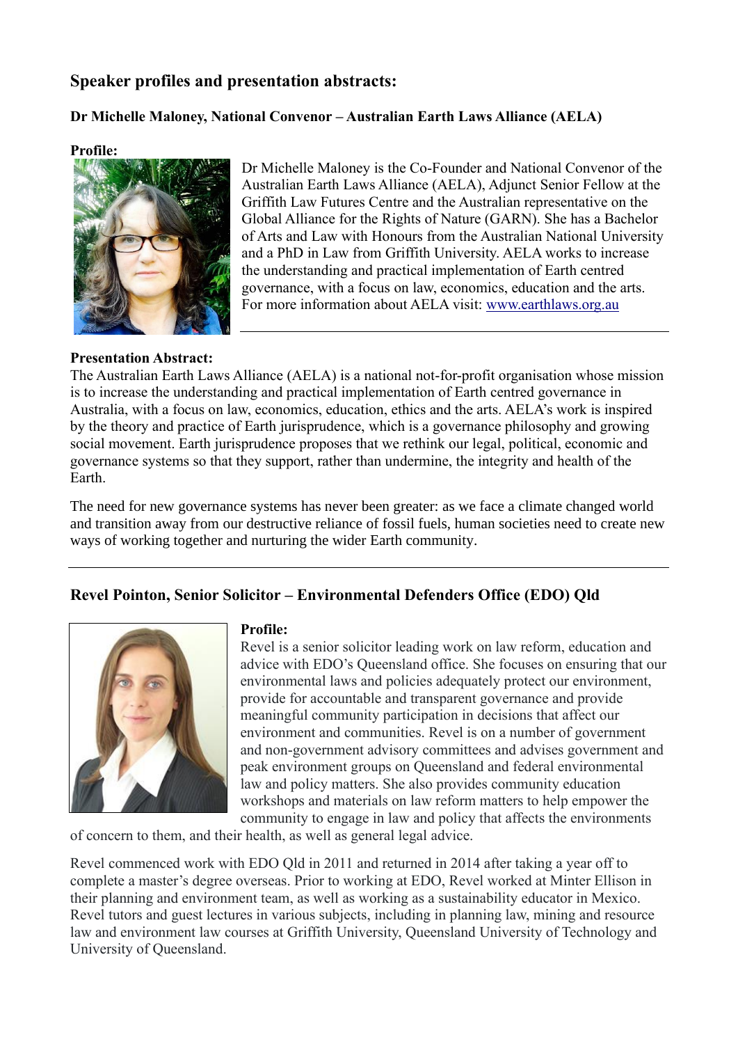## Speaker profiles and presentation abstracts:

### Dr Michelle Maloney, National Convenor – Australian Earth Laws Alliance (AELA)

**Profile:**

Dr Michelle Maloney is the Co-Founder and National Convenor of the Australian Earth Laws Alliance (AELA), Adjunct Senior Fellow at the Griffith Law Futures Centre and the Australian representative on the Global Alliance for the Rights of Nature (GARN). She has a Bachelor of Arts and Law with Honours from the Australian National University and a PhD in Law from Griffith University. AELA works to increase the understanding and practical implementation of Earth centred governance, with a focus on law, economics, education and the arts. For more information about AELA visit: [www.earthlaws.org.au](http://www.earthlaws.org.au)

**Presentation Abstract:**

The Australian Earth Laws Alliance (AELA) is a national not-for-profit organisation whose mission is to increase the understanding and practical implementation of Earth centred governance in Australia, with a focus on law, economics, education, ethics and the arts. AELA's work is inspired by the theory and practice of Earth jurisprudence, which is a governance philosophy and growing social movement. Earth jurisprudence proposes that we rethink our legal, political, economic and governance systems so that they support, rather than undermine, the integrity and health of the Earth.

The need for new governance systems has never been greater: as we face a climate changed world and transition away from our destructive reliance of fossil fuels, human societies need to create new ways of working together and nurturing the wider Earth community.

---

### Revel Pointon, Senior Solicitor – Environmental Defenders Office (EDO) Qld

**Profile:**

Revel is a senior solicitor leading work on law reform, education and advice with EDO's Queensland office. She focuses on ensuring that our environmental laws and policies adequately protect our environment, provide for accountable and transparent governance and provide meaningful community participation in decisions that affect our environment and communities. Revel is on a number of government and non-government advisory committees and advises government and peak environment groups on Queensland and federal environmental law and policy matters. She also provides community education workshops and materials on law reform matters to help empower the community to engage in law and policy that affects the environments of concern to them, and their health, as well as general legal advice.

Revel commenced work with EDO Qld in 2011 and returned in 2014 after taking a year off to complete a master's degree overseas. Prior to working at EDO, Revel worked at Minter Ellison in their planning and environment team, as well as working as a sustainability educator in Mexico. Revel tutors and guest lectures in various subjects, including in planning law, mining and resource law and environment law courses at Griffith University, Queensland University of Technology and University of Queensland.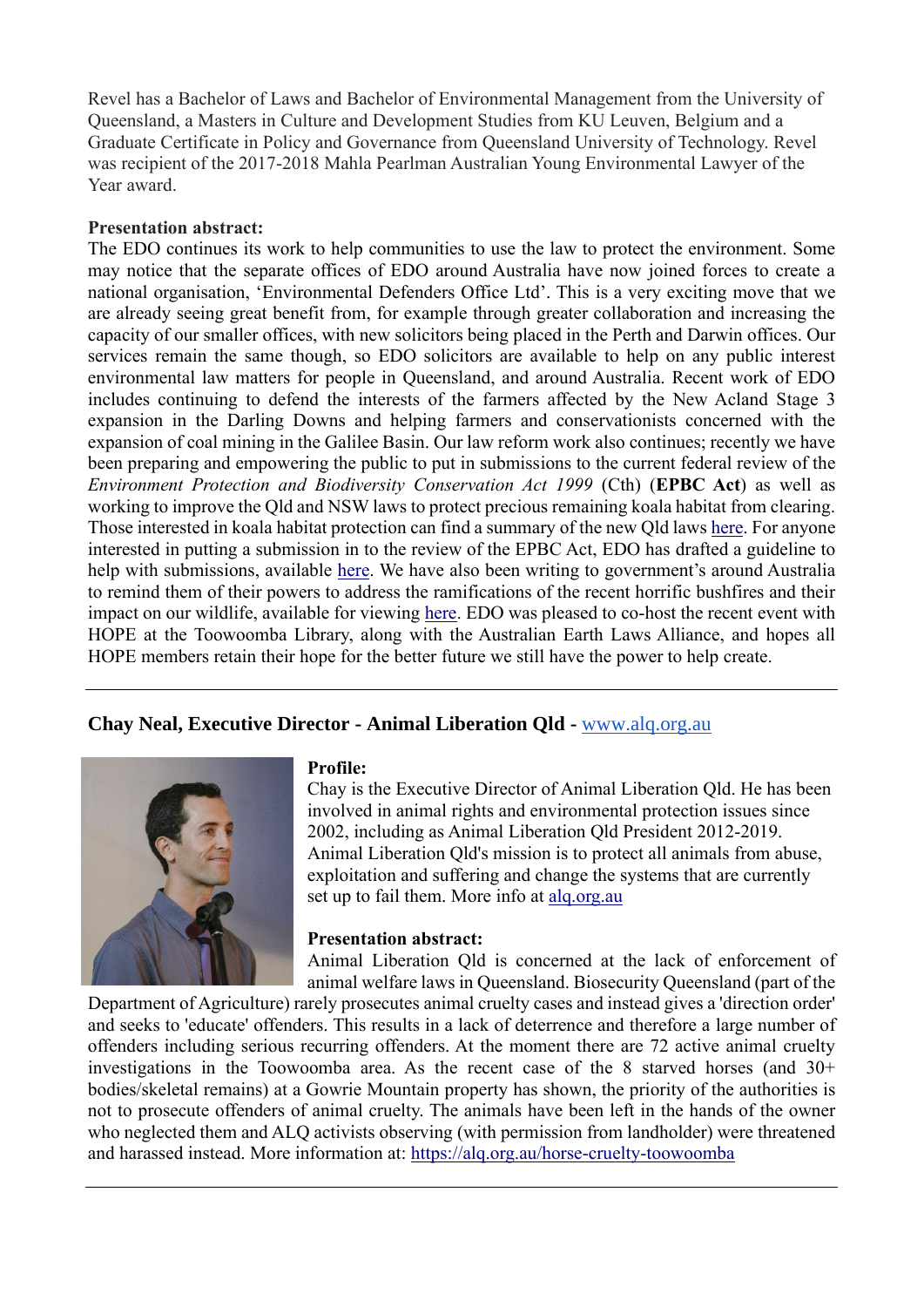Revel has a Bachelor of Laws and Bachelor of Environmental Management from the University of Queensland, a Masters in Culture and Development Studies from KU Leuven, Belgium and a Graduate Certificate in Policy and Governance from Queensland University of Technology. Revel was recipient of the 2017-2018 Mahla Pearlman Australian Young Environmental Lawyer of the Year award.

**Presentation abstract:**
The EDO continues its work to help communities to use the law to protect the environment. Some may notice that the separate offices of EDO around Australia have now joined forces to create a national organisation, 'Environmental Defenders Office Ltd'. This is a very exciting move that we are already seeing great benefit from, for example through greater collaboration and increasing the capacity of our smaller offices, with new solicitors being placed in the Perth and Darwin offices. Our services remain the same though, so EDO solicitors are available to help on any public interest environmental law matters for people in Queensland, and around Australia. Recent work of EDO includes continuing to defend the interests of the farmers affected by the New Acland Stage 3 expansion in the Darling Downs and helping farmers and conservationists concerned with the expansion of coal mining in the Galilee Basin. Our law reform work also continues; recently we have been preparing and empowering the public to put in submissions to the current federal review of the *Environment Protection and Biodiversity Conservation Act 1999* (Cth) (**EPBC Act**) as well as working to improve the Qld and NSW laws to protect precious remaining koala habitat from clearing. Those interested in koala habitat protection can find a summary of the new Qld laws here. For anyone interested in putting a submission in to the review of the EPBC Act, EDO has drafted a guideline to help with submissions, available here. We have also been writing to government's around Australia to remind them of their powers to address the ramifications of the recent horrific bushfires and their impact on our wildlife, available for viewing here. EDO was pleased to co-host the recent event with HOPE at the Toowoomba Library, along with the Australian Earth Laws Alliance, and hopes all HOPE members retain their hope for the better future we still have the power to help create.

---

## Chay Neal, Executive Director - Animal Liberation Qld - www.alq.org.au

**Profile:**
Chay is the Executive Director of Animal Liberation Qld. He has been involved in animal rights and environmental protection issues since 2002, including as Animal Liberation Qld President 2012-2019. Animal Liberation Qld's mission is to protect all animals from abuse, exploitation and suffering and change the systems that are currently set up to fail them. More info at alq.org.au

**Presentation abstract:**
Animal Liberation Qld is concerned at the lack of enforcement of animal welfare laws in Queensland. Biosecurity Queensland (part of the Department of Agriculture) rarely prosecutes animal cruelty cases and instead gives a 'direction order' and seeks to 'educate' offenders. This results in a lack of deterrence and therefore a large number of offenders including serious recurring offenders. At the moment there are 72 active animal cruelty investigations in the Toowoomba area. As the recent case of the 8 starved horses (and 30+ bodies/skeletal remains) at a Gowrie Mountain property has shown, the priority of the authorities is not to prosecute offenders of animal cruelty. The animals have been left in the hands of the owner who neglected them and ALQ activists observing (with permission from landholder) were threatened and harassed instead. More information at: https://alq.org.au/horse-cruelty-toowoomba

---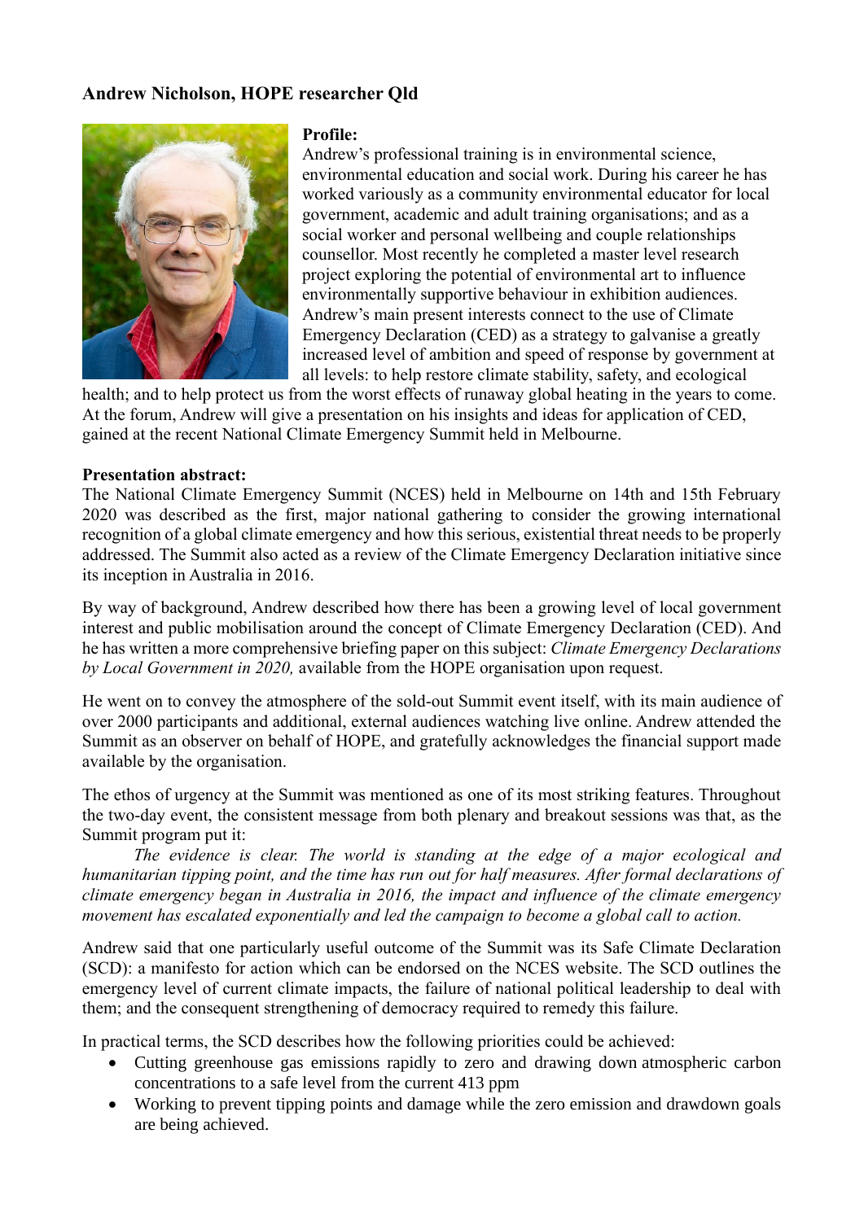## Andrew Nicholson, HOPE researcher Qld

**Profile:**

Andrew's professional training is in environmental science, environmental education and social work. During his career he has worked variously as a community environmental educator for local government, academic and adult training organisations; and as a social worker and personal wellbeing and couple relationships counsellor. Most recently he completed a master level research project exploring the potential of environmental art to influence environmentally supportive behaviour in exhibition audiences. Andrew's main present interests connect to the use of Climate Emergency Declaration (CED) as a strategy to galvanise a greatly increased level of ambition and speed of response by government at all levels: to help restore climate stability, safety, and ecological health; and to help protect us from the worst effects of runaway global heating in the years to come. At the forum, Andrew will give a presentation on his insights and ideas for application of CED, gained at the recent National Climate Emergency Summit held in Melbourne.

**Presentation abstract:**

The National Climate Emergency Summit (NCES) held in Melbourne on 14th and 15th February 2020 was described as the first, major national gathering to consider the growing international recognition of a global climate emergency and how this serious, existential threat needs to be properly addressed. The Summit also acted as a review of the Climate Emergency Declaration initiative since its inception in Australia in 2016.

By way of background, Andrew described how there has been a growing level of local government interest and public mobilisation around the concept of Climate Emergency Declaration (CED). And he has written a more comprehensive briefing paper on this subject: *Climate Emergency Declarations by Local Government in 2020,* available from the HOPE organisation upon request.

He went on to convey the atmosphere of the sold-out Summit event itself, with its main audience of over 2000 participants and additional, external audiences watching live online. Andrew attended the Summit as an observer on behalf of HOPE, and gratefully acknowledges the financial support made available by the organisation.

The ethos of urgency at the Summit was mentioned as one of its most striking features. Throughout the two-day event, the consistent message from both plenary and breakout sessions was that, as the Summit program put it:

> *The evidence is clear. The world is standing at the edge of a major ecological and humanitarian tipping point, and the time has run out for half measures. After formal declarations of climate emergency began in Australia in 2016, the impact and influence of the climate emergency movement has escalated exponentially and led the campaign to become a global call to action.*

Andrew said that one particularly useful outcome of the Summit was its Safe Climate Declaration (SCD): a manifesto for action which can be endorsed on the NCES website. The SCD outlines the emergency level of current climate impacts, the failure of national political leadership to deal with them; and the consequent strengthening of democracy required to remedy this failure.

In practical terms, the SCD describes how the following priorities could be achieved:

- Cutting greenhouse gas emissions rapidly to zero and drawing down atmospheric carbon concentrations to a safe level from the current 413 ppm
- Working to prevent tipping points and damage while the zero emission and drawdown goals are being achieved.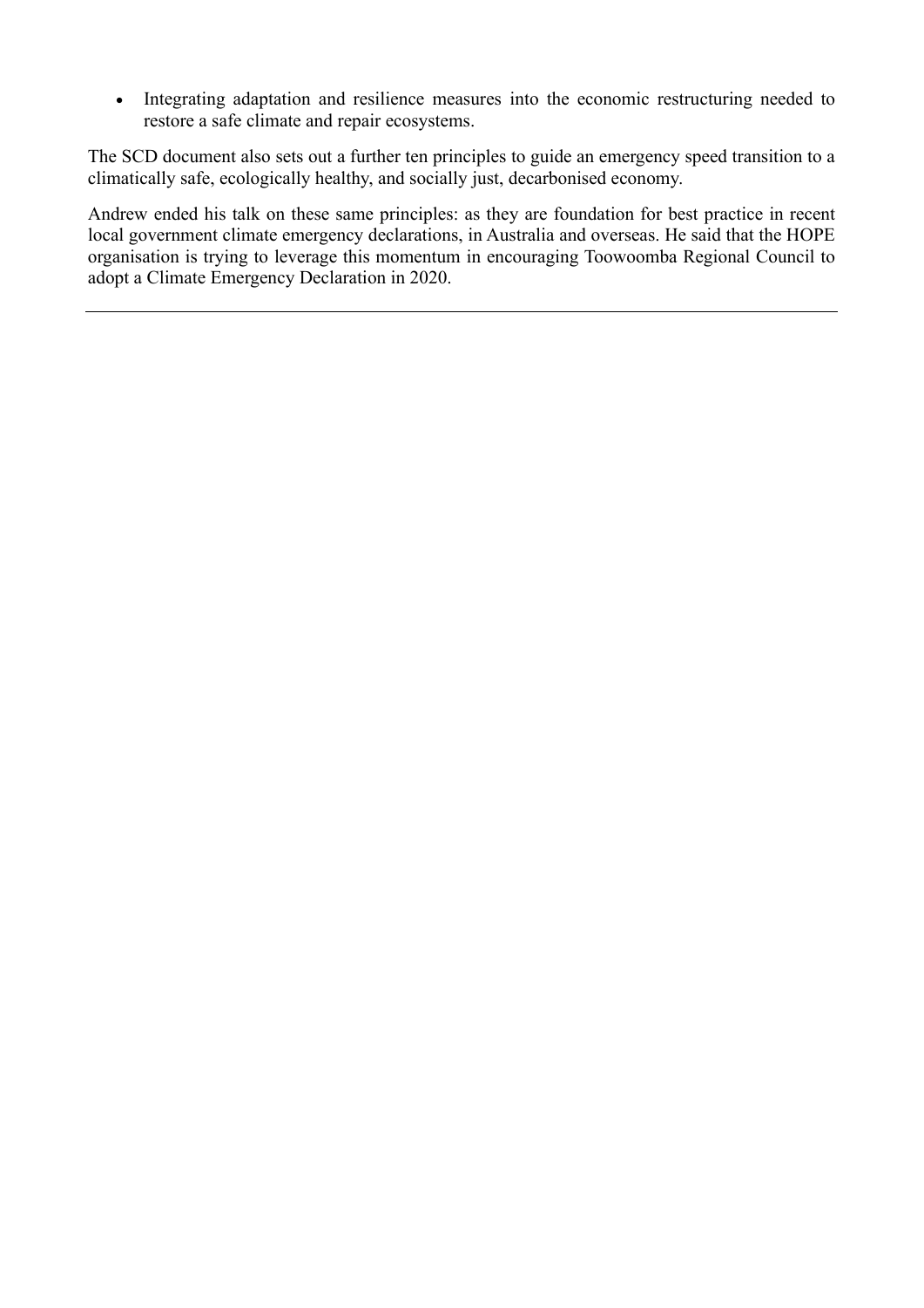- Integrating adaptation and resilience measures into the economic restructuring needed to restore a safe climate and repair ecosystems.

The SCD document also sets out a further ten principles to guide an emergency speed transition to a climatically safe, ecologically healthy, and socially just, decarbonised economy.

Andrew ended his talk on these same principles: as they are foundation for best practice in recent local government climate emergency declarations, in Australia and overseas. He said that the HOPE organisation is trying to leverage this momentum in encouraging Toowoomba Regional Council to adopt a Climate Emergency Declaration in 2020.

---